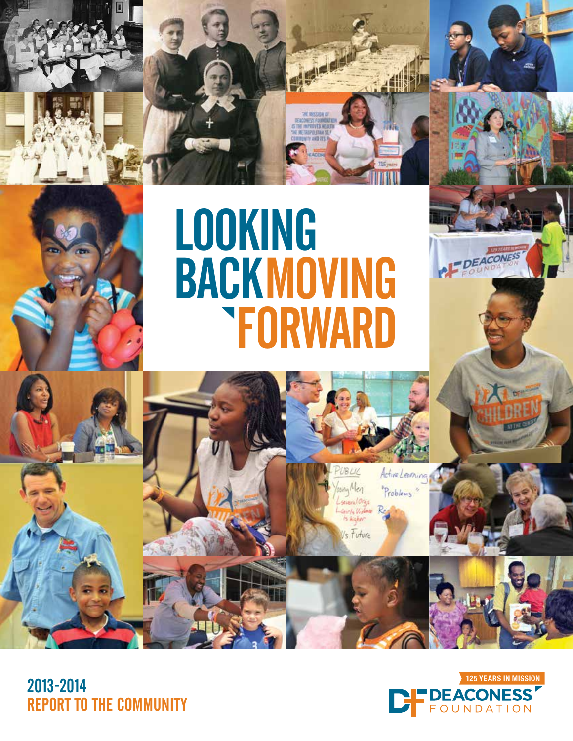# LOOKING BACK MOVING FORWARD

## 2013-2014 REPORT TO THE COMMUNITY

125 YEARS IN MISSION

DEACONESS FOUNDATION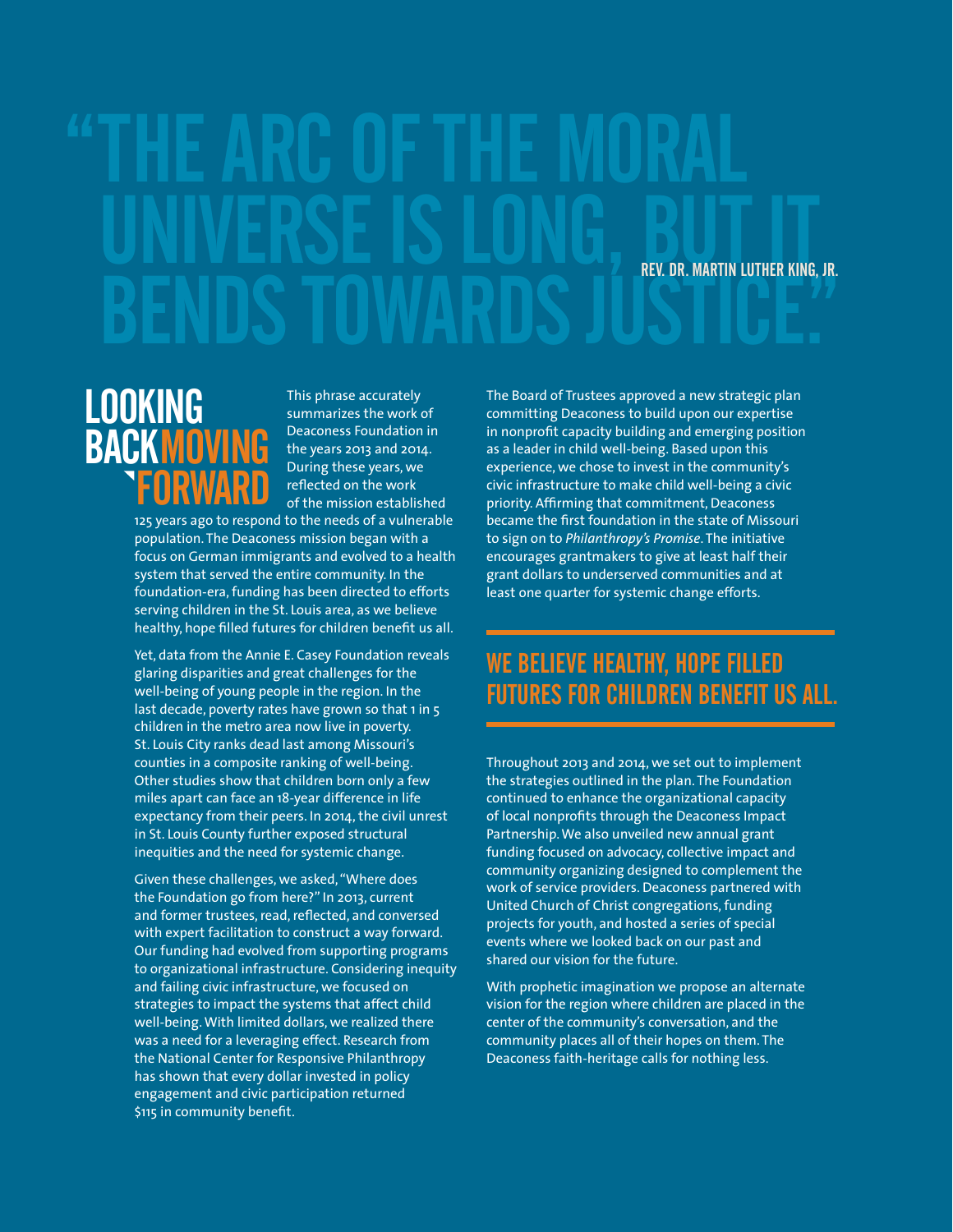# "THE ARC OF THE MORAL UNIVERSE IS LONG, BUT IT BENDS TOWARDS JUSTICE."

REV. DR. MARTIN LUTHER KING, JR.

## LOOKING BACK MOVING FORWARD

This phrase accurately summarizes the work of Deaconess Foundation in the years 2013 and 2014. During these years, we reflected on the work of the mission established 125 years ago to respond to the needs of a vulnerable population. The Deaconess mission began with a focus on German immigrants and evolved to a health system that served the entire community. In the foundation-era, funding has been directed to efforts serving children in the St. Louis area, as we believe healthy, hope filled futures for children benefit us all.

Yet, data from the Annie E. Casey Foundation reveals glaring disparities and great challenges for the well-being of young people in the region. In the last decade, poverty rates have grown so that 1 in 5 children in the metro area now live in poverty. St. Louis City ranks dead last among Missouri's counties in a composite ranking of well-being. Other studies show that children born only a few miles apart can face an 18-year difference in life expectancy from their peers. In 2014, the civil unrest in St. Louis County further exposed structural inequities and the need for systemic change.

Given these challenges, we asked, "Where does the Foundation go from here?" In 2013, current and former trustees, read, reflected, and conversed with expert facilitation to construct a way forward. Our funding had evolved from supporting programs to organizational infrastructure. Considering inequity and failing civic infrastructure, we focused on strategies to impact the systems that affect child well-being. With limited dollars, we realized there was a need for a leveraging effect. Research from the National Center for Responsive Philanthropy has shown that every dollar invested in policy engagement and civic participation returned $115 in community benefit.

The Board of Trustees approved a new strategic plan committing Deaconess to build upon our expertise in nonprofit capacity building and emerging position as a leader in child well-being. Based upon this experience, we chose to invest in the community's civic infrastructure to make child well-being a civic priority. Affirming that commitment, Deaconess became the first foundation in the state of Missouri to sign on to *Philanthropy's Promise*. The initiative encourages grantmakers to give at least half their grant dollars to underserved communities and at least one quarter for systemic change efforts.

## WE BELIEVE HEALTHY, HOPE FILLED FUTURES FOR CHILDREN BENEFIT US ALL.

Throughout 2013 and 2014, we set out to implement the strategies outlined in the plan. The Foundation continued to enhance the organizational capacity of local nonprofits through the Deaconess Impact Partnership. We also unveiled new annual grant funding focused on advocacy, collective impact and community organizing designed to complement the work of service providers. Deaconess partnered with United Church of Christ congregations, funding projects for youth, and hosted a series of special events where we looked back on our past and shared our vision for the future.

With prophetic imagination we propose an alternate vision for the region where children are placed in the center of the community's conversation, and the community places all of their hopes on them. The Deaconess faith-heritage calls for nothing less.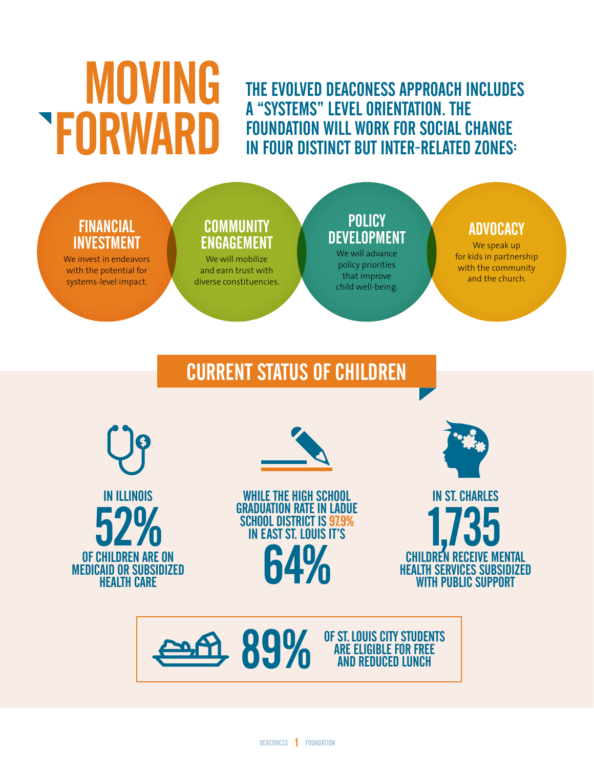# MOVING FORWARD

**THE EVOLVED DEACONESS APPROACH INCLUDES A "SYSTEMS" LEVEL ORIENTATION. THE FOUNDATION WILL WORK FOR SOCIAL CHANGE IN FOUR DISTINCT BUT INTER-RELATED ZONES:**

### FINANCIAL INVESTMENT

We invest in endeavors with the potential for systems-level impact.

### COMMUNITY ENGAGEMENT

We will mobilize and earn trust with diverse constituencies.

### POLICY DEVELOPMENT

We will advance policy priorities that improve child well-being.

### ADVOCACY

We speak up for kids in partnership with the community and the church.

## CURRENT STATUS OF CHILDREN

IN ILLINOIS **52%** OF CHILDREN ARE ON MEDICAID OR SUBSIDIZED HEALTH CARE

WHILE THE HIGH SCHOOL GRADUATION RATE IN LADUE SCHOOL DISTRICT IS 97.9% IN EAST ST. LOUIS IT'S **64%**

IN ST. CHARLES **1,735** CHILDREN RECEIVE MENTAL HEALTH SERVICES SUBSIDIZED WITH PUBLIC SUPPORT

**89%** OF ST. LOUIS CITY STUDENTS ARE ELIGIBLE FOR FREE AND REDUCED LUNCH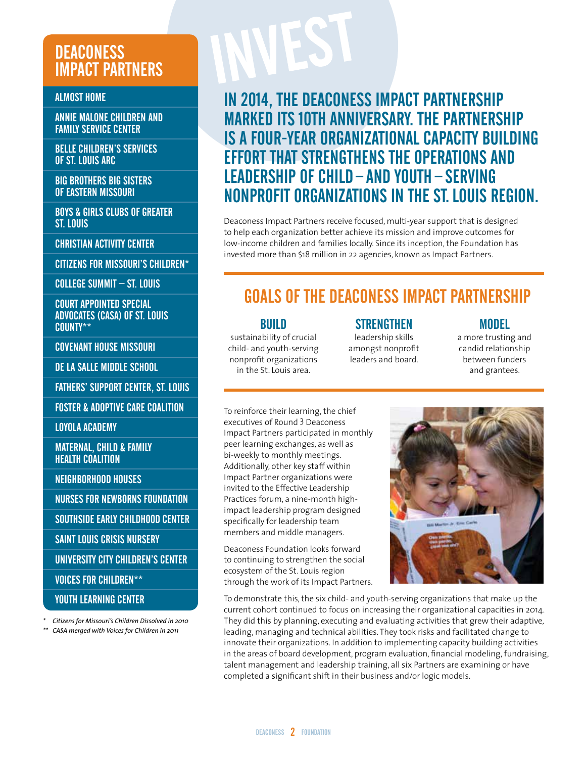## DEACONESS IMPACT PARTNERS

- ALMOST HOME
- ANNIE MALONE CHILDREN AND FAMILY SERVICE CENTER
- BELLE CHILDREN'S SERVICES OF ST. LOUIS ARC
- BIG BROTHERS BIG SISTERS OF EASTERN MISSOURI
- BOYS & GIRLS CLUBS OF GREATER ST. LOUIS
- CHRISTIAN ACTIVITY CENTER
- CITIZENS FOR MISSOURI'S CHILDREN*
- COLLEGE SUMMIT – ST. LOUIS
- COURT APPOINTED SPECIAL ADVOCATES (CASA) OF ST. LOUIS COUNTY**
- COVENANT HOUSE MISSOURI
- DE LA SALLE MIDDLE SCHOOL
- FATHERS' SUPPORT CENTER, ST. LOUIS
- FOSTER & ADOPTIVE CARE COALITION
- LOYOLA ACADEMY
- MATERNAL, CHILD & FAMILY HEALTH COALITION
- NEIGHBORHOOD HOUSES
- NURSES FOR NEWBORNS FOUNDATION
- SOUTHSIDE EARLY CHILDHOOD CENTER
- SAINT LOUIS CRISIS NURSERY
- UNIVERSITY CITY CHILDREN'S CENTER
- VOICES FOR CHILDREN**
- YOUTH LEARNING CENTER

*\* Citizens for Missouri's Children Dissolved in 2010*

*\*\* CASA merged with Voices for Children in 2011*

# INVEST

## IN 2014, THE DEACONESS IMPACT PARTNERSHIP MARKED ITS 10TH ANNIVERSARY. THE PARTNERSHIP IS A FOUR-YEAR ORGANIZATIONAL CAPACITY BUILDING EFFORT THAT STRENGTHENS THE OPERATIONS AND LEADERSHIP OF CHILD – AND YOUTH – SERVING NONPROFIT ORGANIZATIONS IN THE ST. LOUIS REGION.

Deaconess Impact Partners receive focused, multi-year support that is designed to help each organization better achieve its mission and improve outcomes for low-income children and families locally. Since its inception, the Foundation has invested more than $18 million in 22 agencies, known as Impact Partners.

## GOALS OF THE DEACONESS IMPACT PARTNERSHIP

### BUILD
sustainability of crucial child- and youth-serving nonprofit organizations in the St. Louis area.

### STRENGTHEN
leadership skills amongst nonprofit leaders and board.

### MODEL
a more trusting and candid relationship between funders and grantees.

To reinforce their learning, the chief executives of Round 3 Deaconess Impact Partners participated in monthly peer learning exchanges, as well as bi-weekly to monthly meetings. Additionally, other key staff within Impact Partner organizations were invited to the Effective Leadership Practices forum, a nine-month high-impact leadership program designed specifically for leadership team members and middle managers.

Deaconess Foundation looks forward to continuing to strengthen the social ecosystem of the St. Louis region through the work of its Impact Partners.

To demonstrate this, the six child- and youth-serving organizations that make up the current cohort continued to focus on increasing their organizational capacities in 2014. They did this by planning, executing and evaluating activities that grew their adaptive, leading, managing and technical abilities. They took risks and facilitated change to innovate their organizations. In addition to implementing capacity building activities in the areas of board development, program evaluation, financial modeling, fundraising, talent management and leadership training, all six Partners are examining or have completed a significant shift in their business and/or logic models.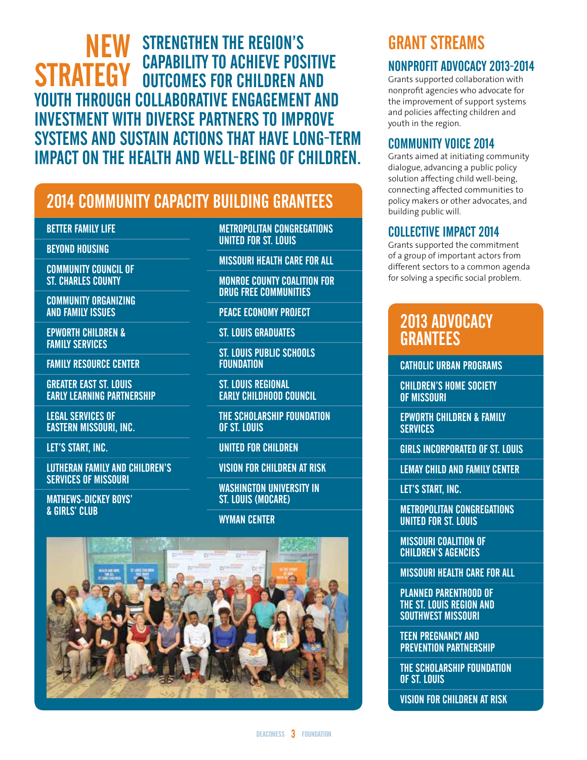# NEW STRATEGY

## STRENGTHEN THE REGION'S CAPABILITY TO ACHIEVE POSITIVE OUTCOMES FOR CHILDREN AND YOUTH THROUGH COLLABORATIVE ENGAGEMENT AND INVESTMENT WITH DIVERSE PARTNERS TO IMPROVE SYSTEMS AND SUSTAIN ACTIONS THAT HAVE LONG-TERM IMPACT ON THE HEALTH AND WELL-BEING OF CHILDREN.

## 2014 COMMUNITY CAPACITY BUILDING GRANTEES

- BETTER FAMILY LIFE
- BEYOND HOUSING
- COMMUNITY COUNCIL OF ST. CHARLES COUNTY
- COMMUNITY ORGANIZING AND FAMILY ISSUES
- EPWORTH CHILDREN & FAMILY SERVICES
- FAMILY RESOURCE CENTER
- GREATER EAST ST. LOUIS EARLY LEARNING PARTNERSHIP
- LEGAL SERVICES OF EASTERN MISSOURI, INC.
- LET'S START, INC.
- LUTHERAN FAMILY AND CHILDREN'S SERVICES OF MISSOURI
- MATHEWS-DICKEY BOYS' & GIRLS' CLUB
- METROPOLITAN CONGREGATIONS UNITED FOR ST. LOUIS
- MISSOURI HEALTH CARE FOR ALL
- MONROE COUNTY COALITION FOR DRUG FREE COMMUNITIES
- PEACE ECONOMY PROJECT
- ST. LOUIS GRADUATES
- ST. LOUIS PUBLIC SCHOOLS FOUNDATION
- ST. LOUIS REGIONAL EARLY CHILDHOOD COUNCIL
- THE SCHOLARSHIP FOUNDATION OF ST. LOUIS
- UNITED FOR CHILDREN
- VISION FOR CHILDREN AT RISK
- WASHINGTON UNIVERSITY IN ST. LOUIS (MOCARE)
- WYMAN CENTER

## GRANT STREAMS

### NONPROFIT ADVOCACY 2013-2014

Grants supported collaboration with nonprofit agencies who advocate for the improvement of support systems and policies affecting children and youth in the region.

### COMMUNITY VOICE 2014

Grants aimed at initiating community dialogue, advancing a public policy solution affecting child well-being, connecting affected communities to policy makers or other advocates, and building public will.

### COLLECTIVE IMPACT 2014

Grants supported the commitment of a group of important actors from different sectors to a common agenda for solving a specific social problem.

## 2013 ADVOCACY GRANTEES

- CATHOLIC URBAN PROGRAMS
- CHILDREN'S HOME SOCIETY OF MISSOURI
- EPWORTH CHILDREN & FAMILY SERVICES
- GIRLS INCORPORATED OF ST. LOUIS
- LEMAY CHILD AND FAMILY CENTER
- LET'S START, INC.
- METROPOLITAN CONGREGATIONS UNITED FOR ST. LOUIS
- MISSOURI COALITION OF CHILDREN'S AGENCIES
- MISSOURI HEALTH CARE FOR ALL
- PLANNED PARENTHOOD OF THE ST. LOUIS REGION AND SOUTHWEST MISSOURI
- TEEN PREGNANCY AND PREVENTION PARTNERSHIP
- THE SCHOLARSHIP FOUNDATION OF ST. LOUIS
- VISION FOR CHILDREN AT RISK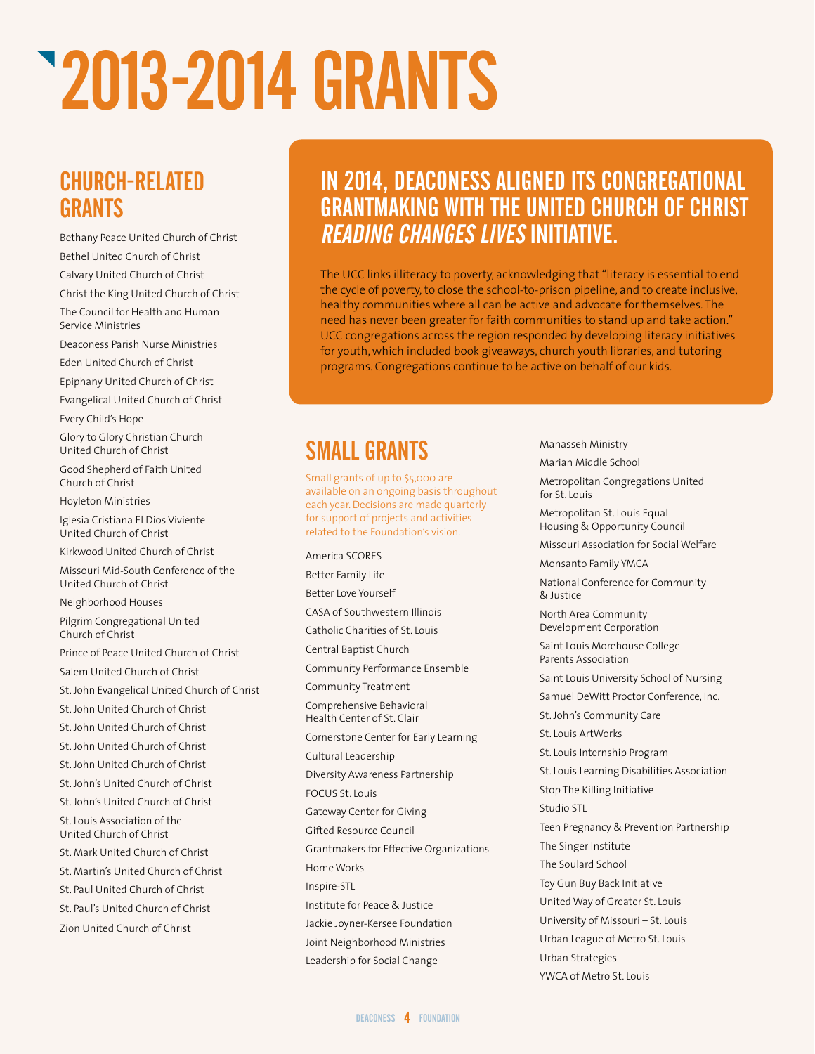# 2013-2014 GRANTS

## CHURCH-RELATED GRANTS

Bethany Peace United Church of Christ

Bethel United Church of Christ

Calvary United Church of Christ

Christ the King United Church of Christ

The Council for Health and Human Service Ministries

Deaconess Parish Nurse Ministries

Eden United Church of Christ

Epiphany United Church of Christ

Evangelical United Church of Christ

Every Child's Hope

Glory to Glory Christian Church United Church of Christ

Good Shepherd of Faith United Church of Christ

Hoyleton Ministries

Iglesia Cristiana El Dios Viviente United Church of Christ

Kirkwood United Church of Christ

Missouri Mid-South Conference of the United Church of Christ

Neighborhood Houses

Pilgrim Congregational United Church of Christ

Prince of Peace United Church of Christ

Salem United Church of Christ

St. John Evangelical United Church of Christ

St. John United Church of Christ

St. John United Church of Christ

St. John United Church of Christ

St. John United Church of Christ

St. John's United Church of Christ

St. John's United Church of Christ

St. Louis Association of the United Church of Christ

St. Mark United Church of Christ

St. Martin's United Church of Christ

St. Paul United Church of Christ

St. Paul's United Church of Christ

Zion United Church of Christ

## IN 2014, DEACONESS ALIGNED ITS CONGREGATIONAL GRANTMAKING WITH THE UNITED CHURCH OF CHRIST *READING CHANGES LIVES* INITIATIVE.

The UCC links illiteracy to poverty, acknowledging that "literacy is essential to end the cycle of poverty, to close the school-to-prison pipeline, and to create inclusive, healthy communities where all can be active and advocate for themselves. The need has never been greater for faith communities to stand up and take action." UCC congregations across the region responded by developing literacy initiatives for youth, which included book giveaways, church youth libraries, and tutoring programs. Congregations continue to be active on behalf of our kids.

## SMALL GRANTS

Small grants of up to $5,000 are available on an ongoing basis throughout each year. Decisions are made quarterly for support of projects and activities related to the Foundation's vision.

America SCORES

Better Family Life

Better Love Yourself

CASA of Southwestern Illinois

Catholic Charities of St. Louis

Central Baptist Church

Community Performance Ensemble

Community Treatment

Comprehensive Behavioral Health Center of St. Clair

Cornerstone Center for Early Learning

Cultural Leadership

Diversity Awareness Partnership

FOCUS St. Louis

Gateway Center for Giving

Gifted Resource Council

Grantmakers for Effective Organizations

Home Works

Inspire-STL

Institute for Peace & Justice

Jackie Joyner-Kersee Foundation

Joint Neighborhood Ministries

Leadership for Social Change

Manasseh Ministry

Marian Middle School

Metropolitan Congregations United for St. Louis

Metropolitan St. Louis Equal Housing & Opportunity Council

Missouri Association for Social Welfare

Monsanto Family YMCA

National Conference for Community & Justice

North Area Community Development Corporation

Saint Louis Morehouse College Parents Association

Saint Louis University School of Nursing

Samuel DeWitt Proctor Conference, Inc.

St. John's Community Care

St. Louis ArtWorks

St. Louis Internship Program

St. Louis Learning Disabilities Association

Stop The Killing Initiative

Studio STL

Teen Pregnancy & Prevention Partnership

The Singer Institute

The Soulard School

Toy Gun Buy Back Initiative

United Way of Greater St. Louis

University of Missouri – St. Louis

Urban League of Metro St. Louis

Urban Strategies

YWCA of Metro St. Louis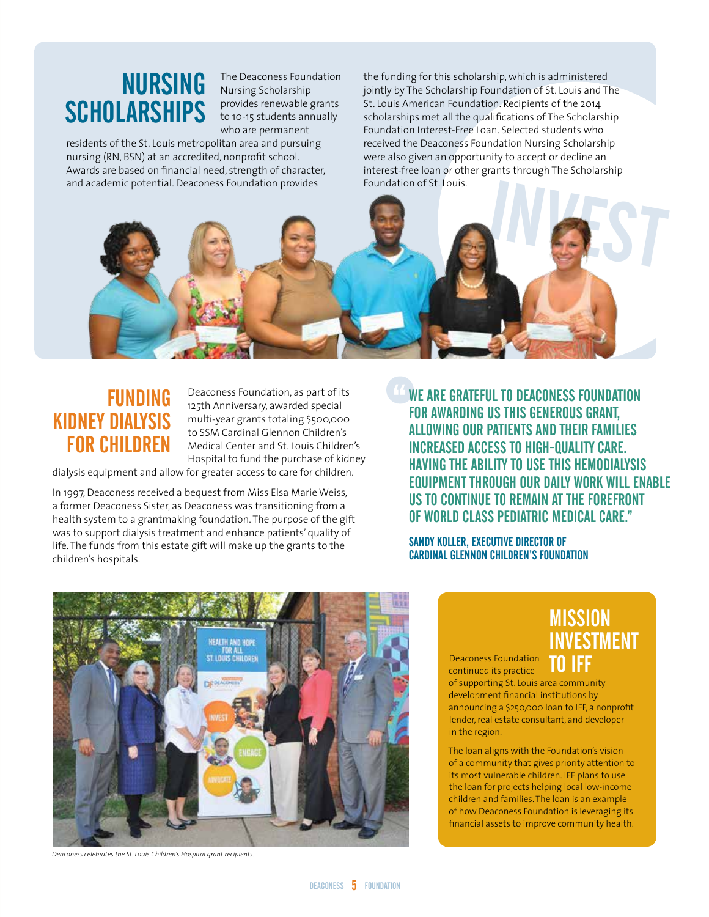## NURSING SCHOLARSHIPS

The Deaconess Foundation Nursing Scholarship provides renewable grants to 10-15 students annually who are permanent residents of the St. Louis metropolitan area and pursuing nursing (RN, BSN) at an accredited, nonprofit school. Awards are based on financial need, strength of character, and academic potential. Deaconess Foundation provides the funding for this scholarship, which is administered jointly by The Scholarship Foundation of St. Louis and The St. Louis American Foundation. Recipients of the 2014 scholarships met all the qualifications of The Scholarship Foundation Interest-Free Loan. Selected students who received the Deaconess Foundation Nursing Scholarship were also given an opportunity to accept or decline an interest-free loan or other grants through The Scholarship Foundation of St. Louis.

## FUNDING KIDNEY DIALYSIS FOR CHILDREN

Deaconess Foundation, as part of its 125th Anniversary, awarded special multi-year grants totaling $500,000 to SSM Cardinal Glennon Children's Medical Center and St. Louis Children's Hospital to fund the purchase of kidney dialysis equipment and allow for greater access to care for children.

In 1997, Deaconess received a bequest from Miss Elsa Marie Weiss, a former Deaconess Sister, as Deaconess was transitioning from a health system to a grantmaking foundation. The purpose of the gift was to support dialysis treatment and enhance patients' quality of life. The funds from this estate gift will make up the grants to the children's hospitals.

> "WE ARE GRATEFUL TO DEACONESS FOUNDATION FOR AWARDING US THIS GENEROUS GRANT, ALLOWING OUR PATIENTS AND THEIR FAMILIES INCREASED ACCESS TO HIGH-QUALITY CARE. HAVING THE ABILITY TO USE THIS HEMODIALYSIS EQUIPMENT THROUGH OUR DAILY WORK WILL ENABLE US TO CONTINUE TO REMAIN AT THE FOREFRONT OF WORLD CLASS PEDIATRIC MEDICAL CARE."
>
> **SANDY KOLLER, EXECUTIVE DIRECTOR OF CARDINAL GLENNON CHILDREN'S FOUNDATION**

*Deaconess celebrates the St. Louis Children's Hospital grant recipients.*

## MISSION INVESTMENT TO IFF

Deaconess Foundation continued its practice of supporting St. Louis area community development financial institutions by announcing a $250,000 loan to IFF, a nonprofit lender, real estate consultant, and developer in the region.

The loan aligns with the Foundation's vision of a community that gives priority attention to its most vulnerable children. IFF plans to use the loan for projects helping local low-income children and families. The loan is an example of how Deaconess Foundation is leveraging its financial assets to improve community health.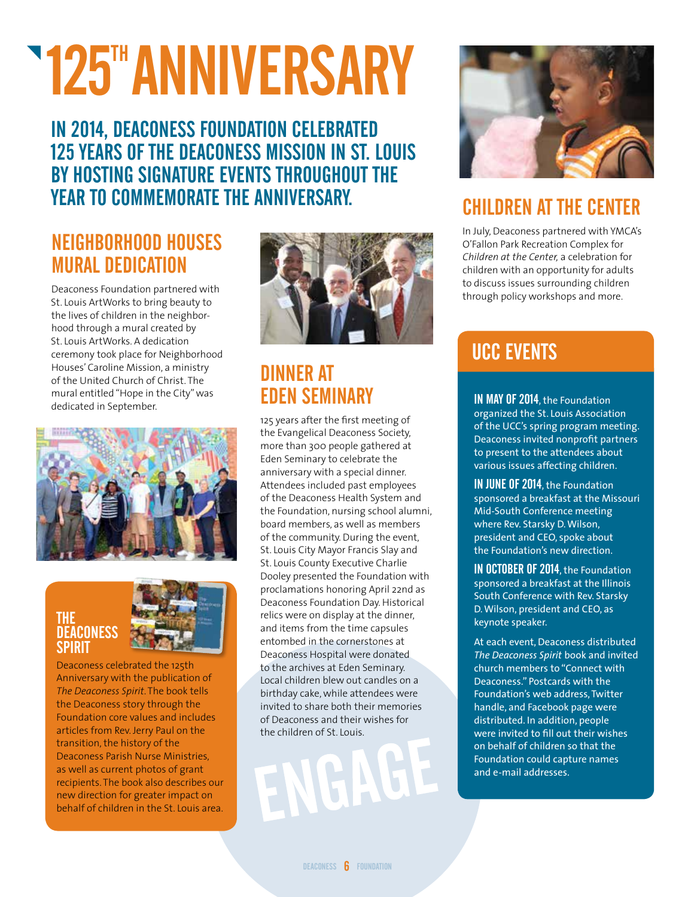# 125TH ANNIVERSARY

## IN 2014, DEACONESS FOUNDATION CELEBRATED 125 YEARS OF THE DEACONESS MISSION IN ST. LOUIS BY HOSTING SIGNATURE EVENTS THROUGHOUT THE YEAR TO COMMEMORATE THE ANNIVERSARY.

### NEIGHBORHOOD HOUSES MURAL DEDICATION

Deaconess Foundation partnered with St. Louis ArtWorks to bring beauty to the lives of children in the neighborhood through a mural created by St. Louis ArtWorks. A dedication ceremony took place for Neighborhood Houses' Caroline Mission, a ministry of the United Church of Christ. The mural entitled "Hope in the City" was dedicated in September.

### THE DEACONESS SPIRIT

Deaconess celebrated the 125th Anniversary with the publication of *The Deaconess Spirit*. The book tells the Deaconess story through the Foundation core values and includes articles from Rev. Jerry Paul on the transition, the history of the Deaconess Parish Nurse Ministries, as well as current photos of grant recipients. The book also describes our new direction for greater impact on behalf of children in the St. Louis area.

### DINNER AT EDEN SEMINARY

125 years after the first meeting of the Evangelical Deaconess Society, more than 300 people gathered at Eden Seminary to celebrate the anniversary with a special dinner. Attendees included past employees of the Deaconess Health System and the Foundation, nursing school alumni, board members, as well as members of the community. During the event, St. Louis City Mayor Francis Slay and St. Louis County Executive Charlie Dooley presented the Foundation with proclamations honoring April 22nd as Deaconess Foundation Day. Historical relics were on display at the dinner, and items from the time capsules entombed in the cornerstones at Deaconess Hospital were donated to the archives at Eden Seminary. Local children blew out candles on a birthday cake, while attendees were invited to share both their memories of Deaconess and their wishes for the children of St. Louis.

ENGAGE

### CHILDREN AT THE CENTER

In July, Deaconess partnered with YMCA's O'Fallon Park Recreation Complex for *Children at the Center,* a celebration for children with an opportunity for adults to discuss issues surrounding children through policy workshops and more.

### UCC EVENTS

**IN MAY OF 2014**, the Foundation organized the St. Louis Association of the UCC's spring program meeting. Deaconess invited nonprofit partners to present to the attendees about various issues affecting children.

**IN JUNE OF 2014**, the Foundation sponsored a breakfast at the Missouri Mid-South Conference meeting where Rev. Starsky D. Wilson, president and CEO, spoke about the Foundation's new direction.

**IN OCTOBER OF 2014**, the Foundation sponsored a breakfast at the Illinois South Conference with Rev. Starsky D. Wilson, president and CEO, as keynote speaker.

At each event, Deaconess distributed *The Deaconess Spirit* book and invited church members to "Connect with Deaconess." Postcards with the Foundation's web address, Twitter handle, and Facebook page were distributed. In addition, people were invited to fill out their wishes on behalf of children so that the Foundation could capture names and e-mail addresses.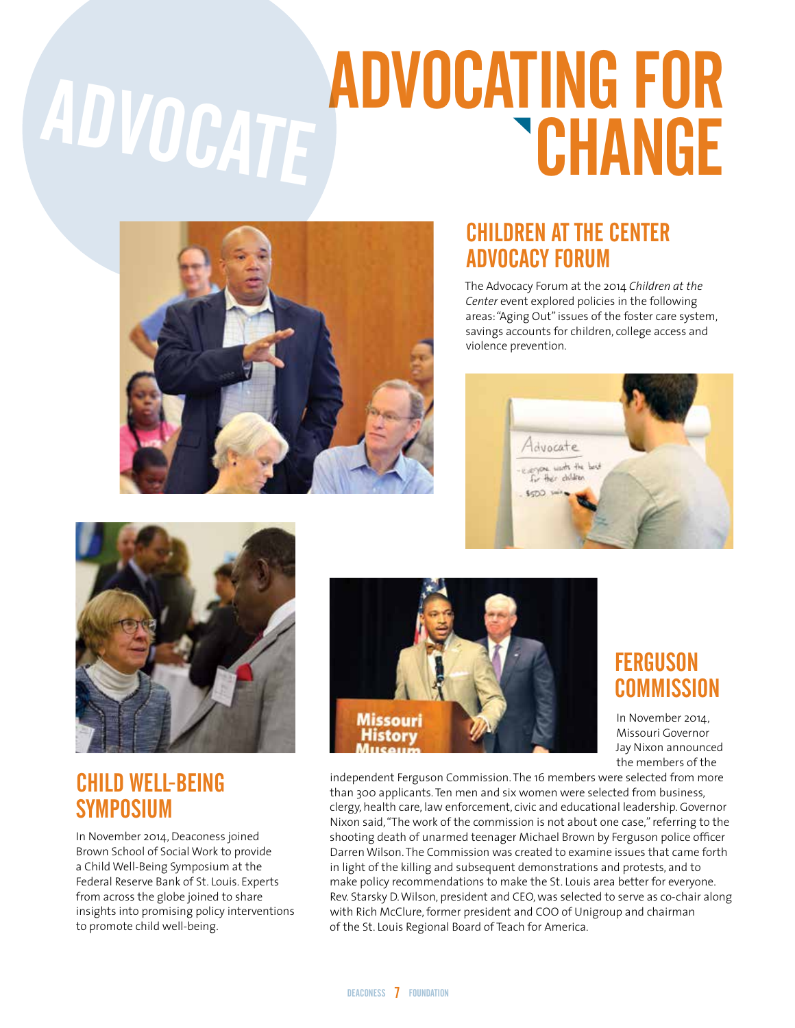ADVOCATE

# ADVOCATING FOR CHANGE

## CHILDREN AT THE CENTER ADVOCACY FORUM

The Advocacy Forum at the 2014 *Children at the Center* event explored policies in the following areas: "Aging Out" issues of the foster care system, savings accounts for children, college access and violence prevention.

## CHILD WELL-BEING SYMPOSIUM

In November 2014, Deaconess joined Brown School of Social Work to provide a Child Well-Being Symposium at the Federal Reserve Bank of St. Louis. Experts from across the globe joined to share insights into promising policy interventions to promote child well-being.

## FERGUSON COMMISSION

In November 2014, Missouri Governor Jay Nixon announced the members of the independent Ferguson Commission. The 16 members were selected from more than 300 applicants. Ten men and six women were selected from business, clergy, health care, law enforcement, civic and educational leadership. Governor Nixon said, "The work of the commission is not about one case," referring to the shooting death of unarmed teenager Michael Brown by Ferguson police officer Darren Wilson. The Commission was created to examine issues that came forth in light of the killing and subsequent demonstrations and protests, and to make policy recommendations to make the St. Louis area better for everyone. Rev. Starsky D. Wilson, president and CEO, was selected to serve as co-chair along with Rich McClure, former president and COO of Unigroup and chairman of the St. Louis Regional Board of Teach for America.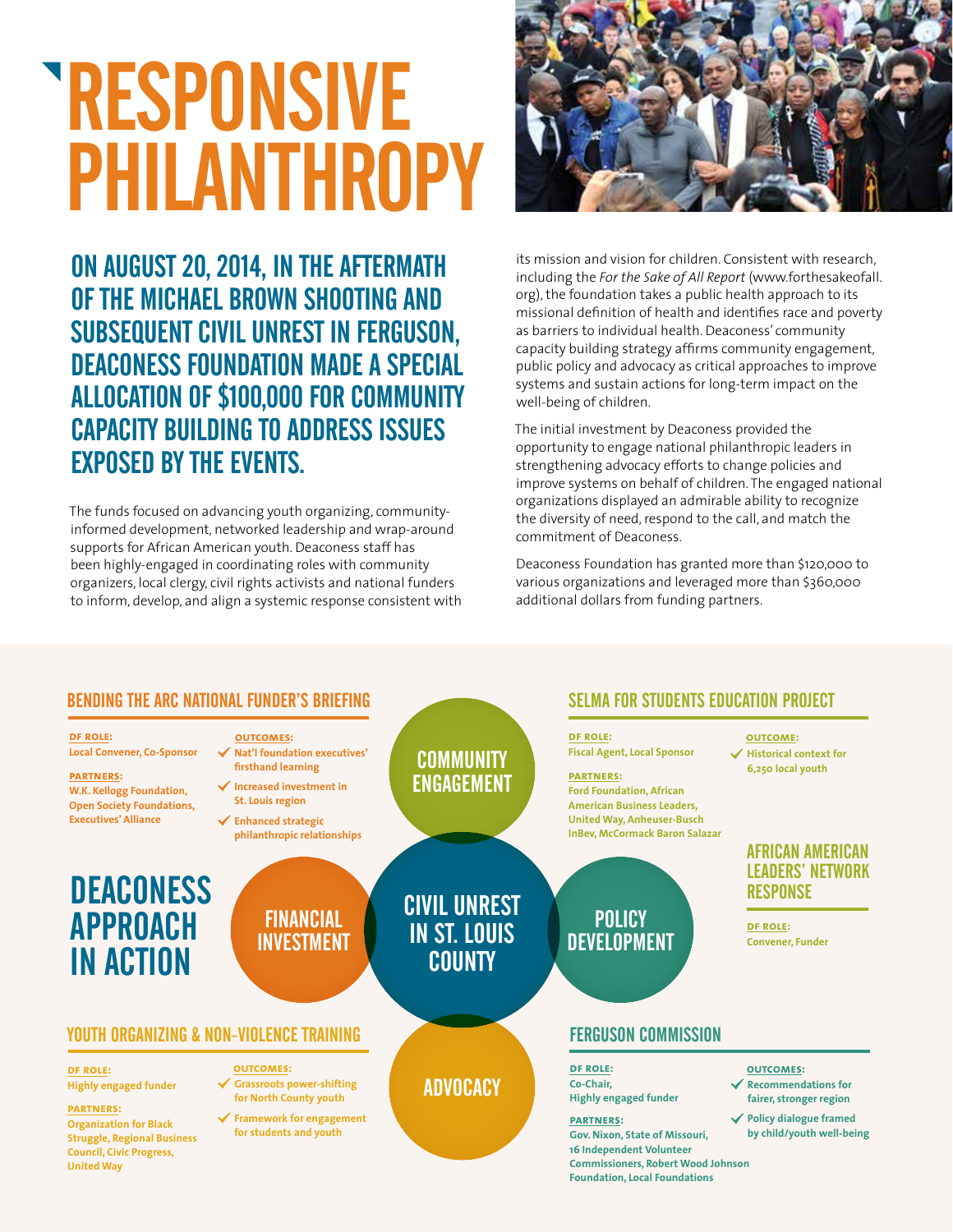# RESPONSIVE PHILANTHROPY

## ON AUGUST 20, 2014, IN THE AFTERMATH OF THE MICHAEL BROWN SHOOTING AND SUBSEQUENT CIVIL UNREST IN FERGUSON, DEACONESS FOUNDATION MADE A SPECIAL ALLOCATION OF $100,000 FOR COMMUNITY CAPACITY BUILDING TO ADDRESS ISSUES EXPOSED BY THE EVENTS.

The funds focused on advancing youth organizing, community-informed development, networked leadership and wrap-around supports for African American youth. Deaconess staff has been highly-engaged in coordinating roles with community organizers, local clergy, civil rights activists and national funders to inform, develop, and align a systemic response consistent with its mission and vision for children. Consistent with research, including the *For the Sake of All Report* (www.forthesakeofall.org), the foundation takes a public health approach to its missional definition of health and identifies race and poverty as barriers to individual health. Deaconess' community capacity building strategy affirms community engagement, public policy and advocacy as critical approaches to improve systems and sustain actions for long-term impact on the well-being of children.

The initial investment by Deaconess provided the opportunity to engage national philanthropic leaders in strengthening advocacy efforts to change policies and improve systems on behalf of children. The engaged national organizations displayed an admirable ability to recognize the diversity of need, respond to the call, and match the commitment of Deaconess.

Deaconess Foundation has granted more than $120,000 to various organizations and leveraged more than $360,000 additional dollars from funding partners.

## DEACONESS APPROACH IN ACTION

CIVIL UNREST IN ST. LOUIS COUNTY: COMMUNITY ENGAGEMENT · FINANCIAL INVESTMENT · POLICY DEVELOPMENT · ADVOCACY

### BENDING THE ARC NATIONAL FUNDER'S BRIEFING

**DF ROLE:** Local Convener, Co-Sponsor

**PARTNERS:** W.K. Kellogg Foundation, Open Society Foundations, Executives' Alliance

**OUTCOMES:**
- ✓ Nat'l foundation executives' firsthand learning
- ✓ Increased investment in St. Louis region
- ✓ Enhanced strategic philanthropic relationships

### SELMA FOR STUDENTS EDUCATION PROJECT

**DF ROLE:** Fiscal Agent, Local Sponsor

**PARTNERS:** Ford Foundation, African American Business Leaders, United Way, Anheuser-Busch InBev, McCormack Baron Salazar

**OUTCOME:**
- ✓ Historical context for 6,250 local youth

### AFRICAN AMERICAN LEADERS' NETWORK RESPONSE

**DF ROLE:** Convener, Funder

### YOUTH ORGANIZING & NON-VIOLENCE TRAINING

**DF ROLE:** Highly engaged funder

**PARTNERS:** Organization for Black Struggle, Regional Business Council, Civic Progress, United Way

**OUTCOMES:**
- ✓ Grassroots power-shifting for North County youth
- ✓ Framework for engagement for students and youth

### FERGUSON COMMISSION

**DF ROLE:** Co-Chair, Highly engaged funder

**PARTNERS:** Gov. Nixon, State of Missouri, 16 Independent Volunteer Commissioners, Robert Wood Johnson Foundation, Local Foundations

**OUTCOMES:**
- ✓ Recommendations for fairer, stronger region
- ✓ Policy dialogue framed by child/youth well-being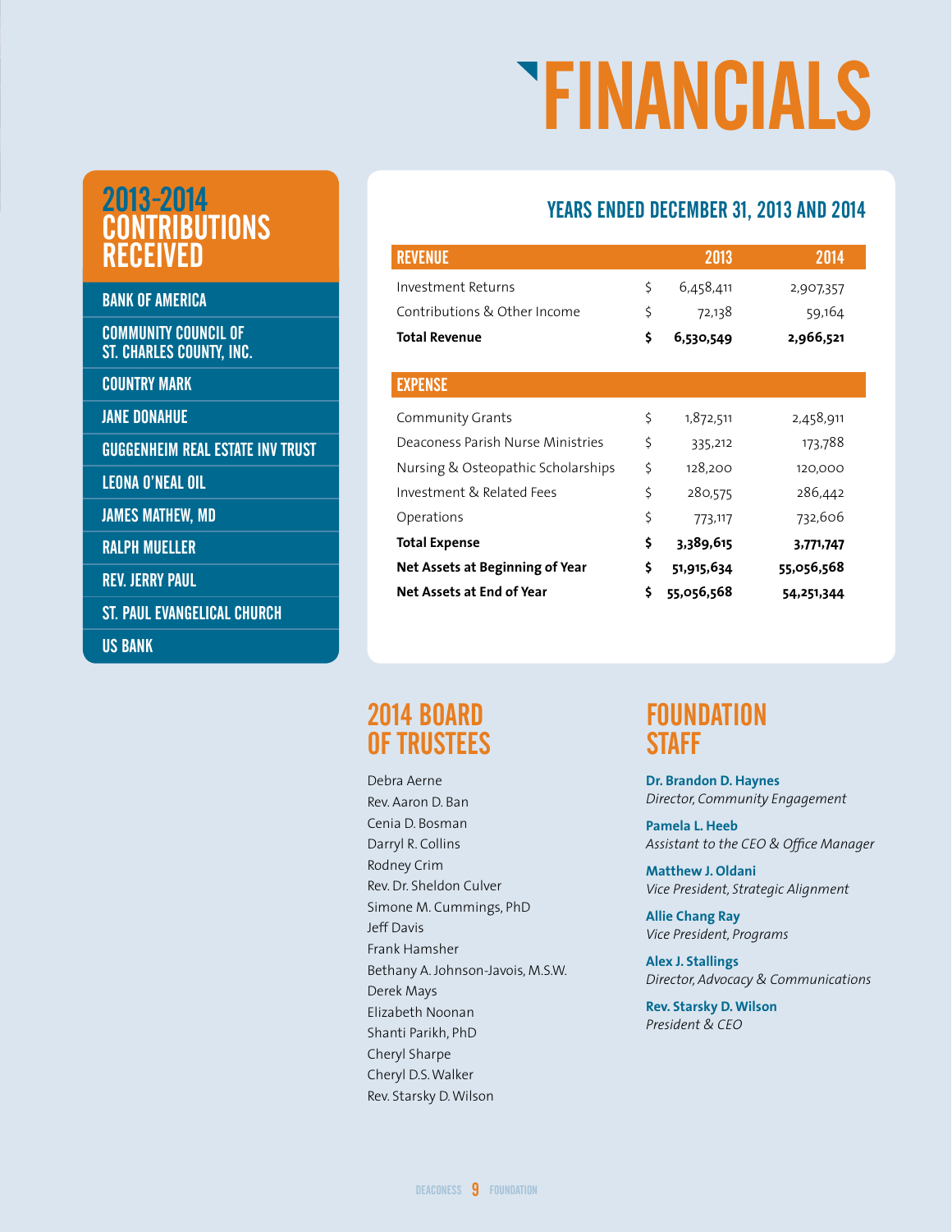# FINANCIALS

## 2013-2014 CONTRIBUTIONS RECEIVED

- BANK OF AMERICA
- COMMUNITY COUNCIL OF ST. CHARLES COUNTY, INC.
- COUNTRY MARK
- JANE DONAHUE
- GUGGENHEIM REAL ESTATE INV TRUST
- LEONA O'NEAL OIL
- JAMES MATHEW, MD
- RALPH MUELLER
- REV. JERRY PAUL
- ST. PAUL EVANGELICAL CHURCH
- US BANK

## YEARS ENDED DECEMBER 31, 2013 AND 2014

| REVENUE | | 2013 | 2014 |
|---|---|---|---|
| Investment Returns | $ | 6,458,411 | 2,907,357 |
| Contributions & Other Income | $ | 72,138 | 59,164 |
| **Total Revenue** | **$** | **6,530,549** | **2,966,521** |
| **EXPENSE** | | | |
| Community Grants | $ | 1,872,511 | 2,458,911 |
| Deaconess Parish Nurse Ministries | $ | 335,212 | 173,788 |
| Nursing & Osteopathic Scholarships | $ | 128,200 | 120,000 |
| Investment & Related Fees | $ | 280,575 | 286,442 |
| Operations | $ | 773,117 | 732,606 |
| **Total Expense** | **$** | **3,389,615** | **3,771,747** |
| **Net Assets at Beginning of Year** | **$** | **51,915,634** | **55,056,568** |
| **Net Assets at End of Year** | **$** | **55,056,568** | **54,251,344** |

## 2014 BOARD OF TRUSTEES

Debra Aerne
Rev. Aaron D. Ban
Cenia D. Bosman
Darryl R. Collins
Rodney Crim
Rev. Dr. Sheldon Culver
Simone M. Cummings, PhD
Jeff Davis
Frank Hamsher
Bethany A. Johnson-Javois, M.S.W.
Derek Mays
Elizabeth Noonan
Shanti Parikh, PhD
Cheryl Sharpe
Cheryl D.S. Walker
Rev. Starsky D. Wilson

## FOUNDATION STAFF

**Dr. Brandon D. Haynes**
*Director, Community Engagement*

**Pamela L. Heeb**
*Assistant to the CEO & Office Manager*

**Matthew J. Oldani**
*Vice President, Strategic Alignment*

**Allie Chang Ray**
*Vice President, Programs*

**Alex J. Stallings**
*Director, Advocacy & Communications*

**Rev. Starsky D. Wilson**
*President & CEO*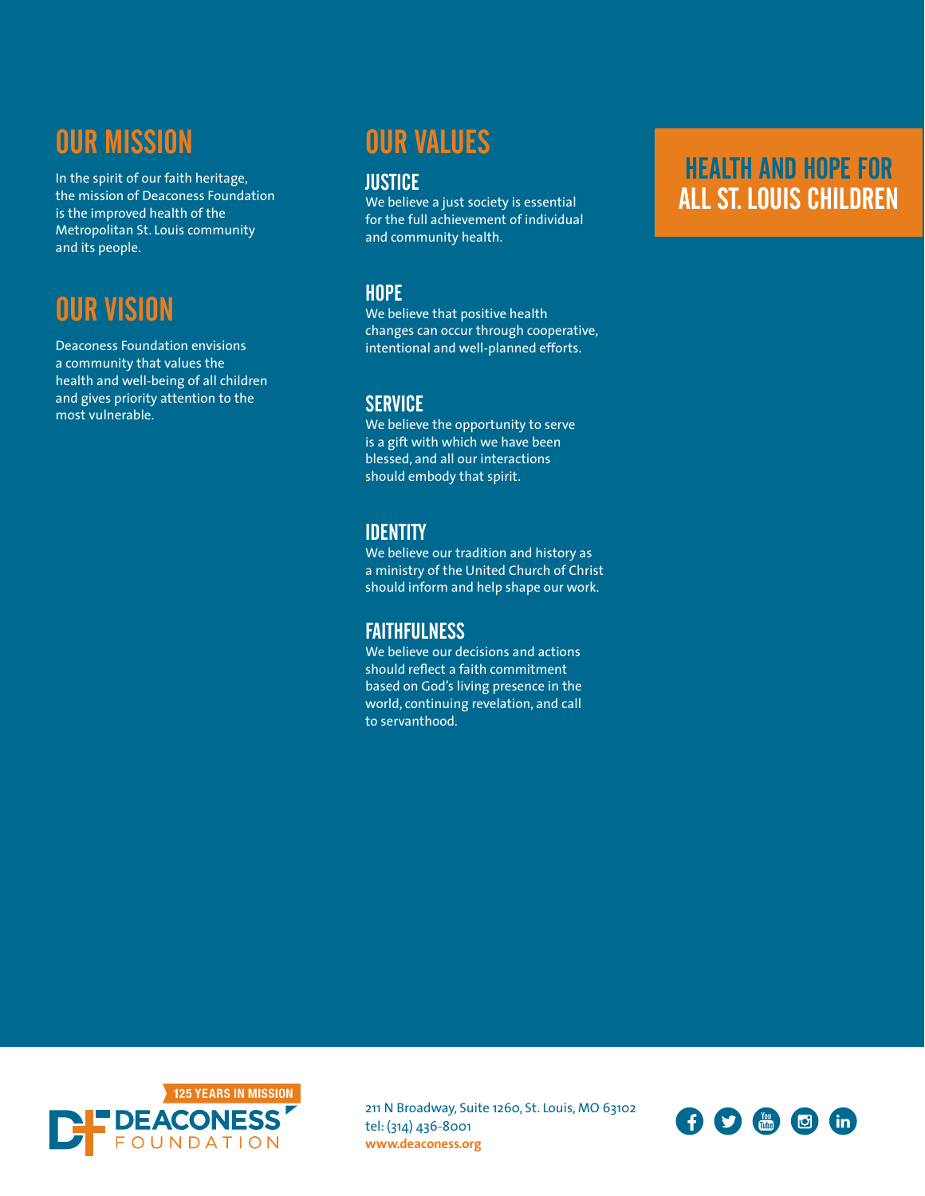## OUR MISSION

In the spirit of our faith heritage, the mission of Deaconess Foundation is the improved health of the Metropolitan St. Louis community and its people.

## OUR VISION

Deaconess Foundation envisions a community that values the health and well-being of all children and gives priority attention to the most vulnerable.

## OUR VALUES

### JUSTICE

We believe a just society is essential for the full achievement of individual and community health.

### HOPE

We believe that positive health changes can occur through cooperative, intentional and well-planned efforts.

### SERVICE

We believe the opportunity to serve is a gift with which we have been blessed, and all our interactions should embody that spirit.

### IDENTITY

We believe our tradition and history as a ministry of the United Church of Christ should inform and help shape our work.

### FAITHFULNESS

We believe our decisions and actions should reflect a faith commitment based on God's living presence in the world, continuing revelation, and call to servanthood.

**HEALTH AND HOPE FOR ALL ST. LOUIS CHILDREN**

125 YEARS IN MISSION
DEACONESS FOUNDATION

211 N Broadway, Suite 1260, St. Louis, MO 63102
tel: (314) 436-8001
**www.deaconess.org**